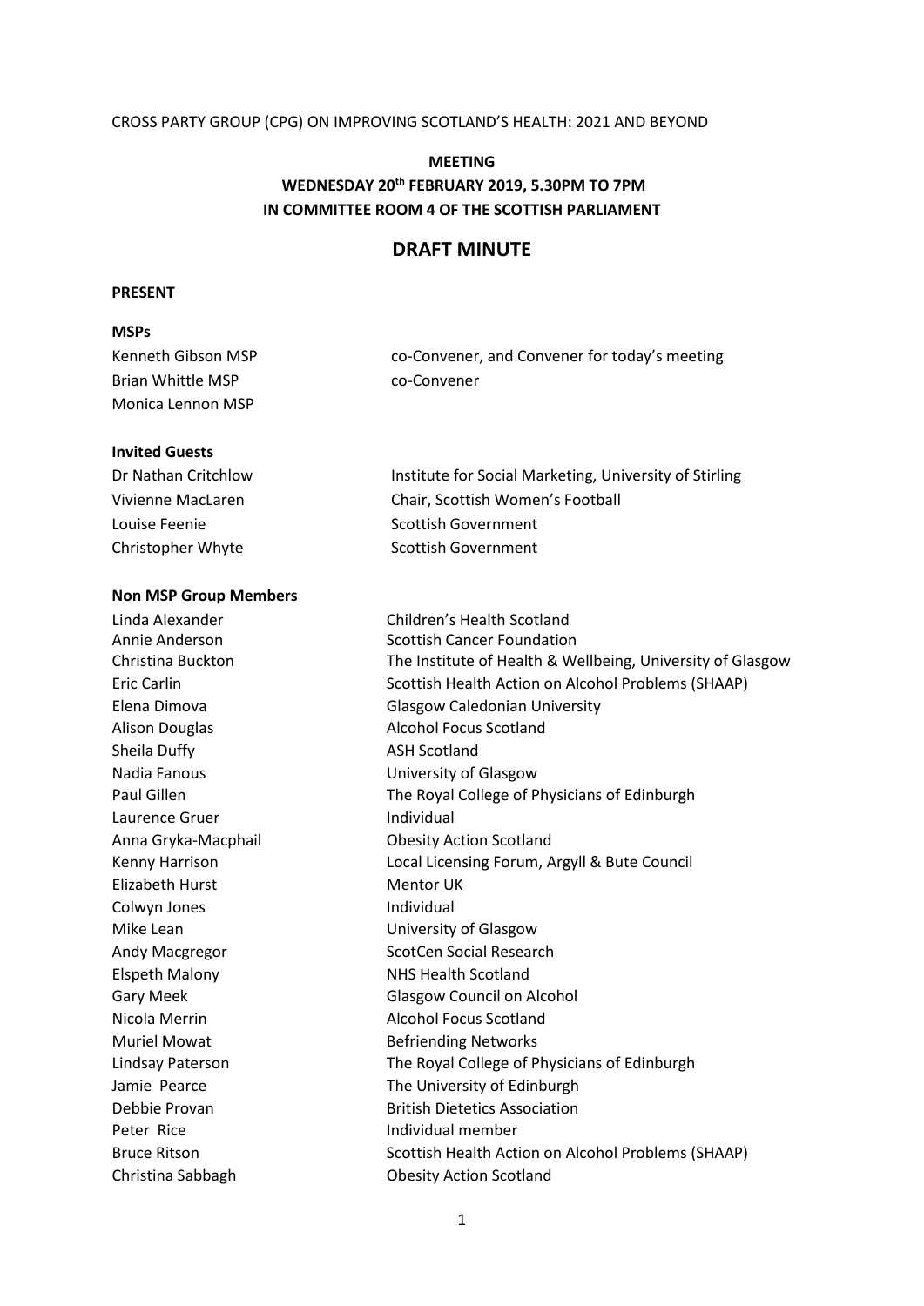CROSS PARTY GROUP (CPG) ON IMPROVING SCOTLAND'S HEALTH: 2021 AND BEYOND

**MEETING**
**WEDNESDAY 20th FEBRUARY 2019, 5.30PM TO 7PM**
**IN COMMITTEE ROOM 4 OF THE SCOTTISH PARLIAMENT**

## DRAFT MINUTE

**PRESENT**

**MSPs**

| | |
|---|---|
| Kenneth Gibson MSP | co-Convener, and Convener for today's meeting |
| Brian Whittle MSP | co-Convener |
| Monica Lennon MSP | |

**Invited Guests**

| | |
|---|---|
| Dr Nathan Critchlow | Institute for Social Marketing, University of Stirling |
| Vivienne MacLaren | Chair, Scottish Women's Football |
| Louise Feenie | Scottish Government |
| Christopher Whyte | Scottish Government |

**Non MSP Group Members**

| | |
|---|---|
| Linda Alexander | Children's Health Scotland |
| Annie Anderson | Scottish Cancer Foundation |
| Christina Buckton | The Institute of Health & Wellbeing, University of Glasgow |
| Eric Carlin | Scottish Health Action on Alcohol Problems (SHAAP) |
| Elena Dimova | Glasgow Caledonian University |
| Alison Douglas | Alcohol Focus Scotland |
| Sheila Duffy | ASH Scotland |
| Nadia Fanous | University of Glasgow |
| Paul Gillen | The Royal College of Physicians of Edinburgh |
| Laurence Gruer | Individual |
| Anna Gryka-Macphail | Obesity Action Scotland |
| Kenny Harrison | Local Licensing Forum, Argyll & Bute Council |
| Elizabeth Hurst | Mentor UK |
| Colwyn Jones | Individual |
| Mike Lean | University of Glasgow |
| Andy Macgregor | ScotCen Social Research |
| Elspeth Malony | NHS Health Scotland |
| Gary Meek | Glasgow Council on Alcohol |
| Nicola Merrin | Alcohol Focus Scotland |
| Muriel Mowat | Befriending Networks |
| Lindsay Paterson | The Royal College of Physicians of Edinburgh |
| Jamie Pearce | The University of Edinburgh |
| Debbie Provan | British Dietetics Association |
| Peter Rice | Individual member |
| Bruce Ritson | Scottish Health Action on Alcohol Problems (SHAAP) |
| Christina Sabbagh | Obesity Action Scotland |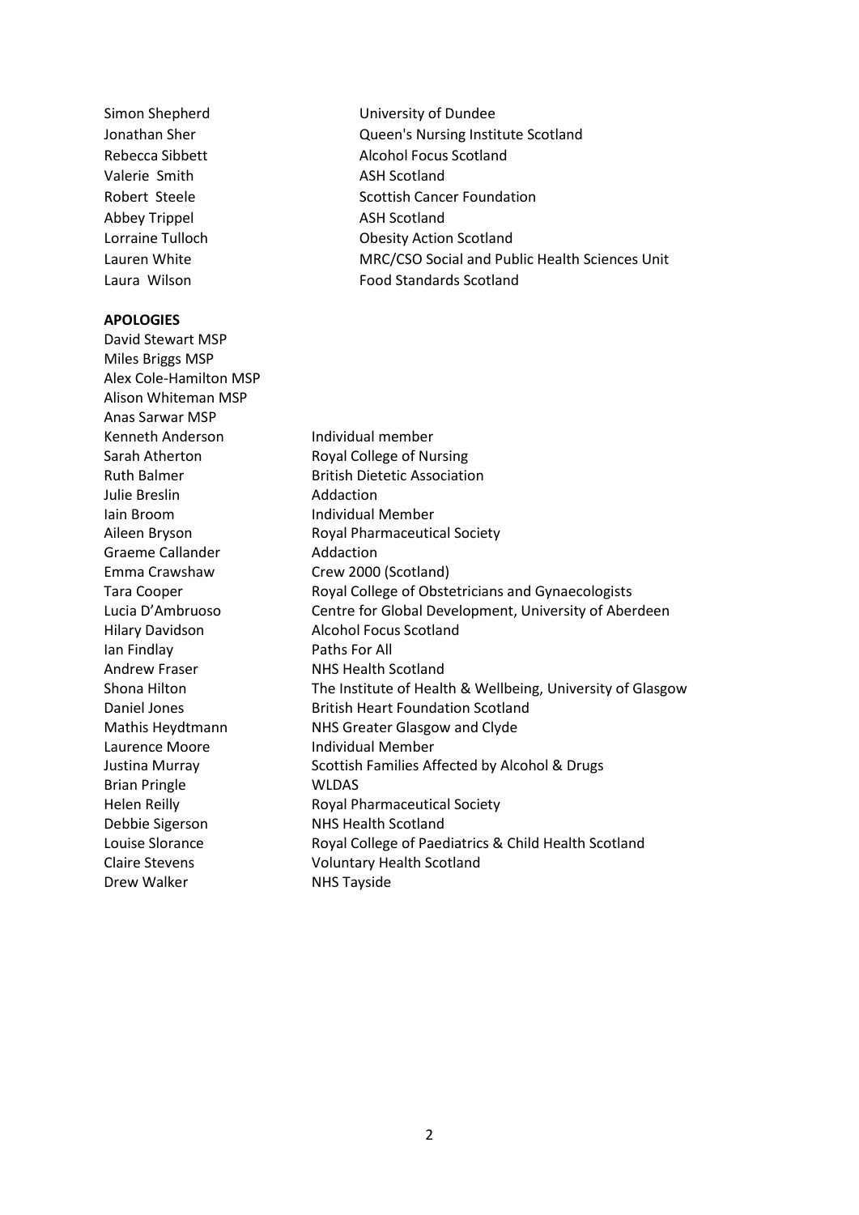| | |
|---|---|
| Simon Shepherd | University of Dundee |
| Jonathan Sher | Queen's Nursing Institute Scotland |
| Rebecca Sibbett | Alcohol Focus Scotland |
| Valerie Smith | ASH Scotland |
| Robert Steele | Scottish Cancer Foundation |
| Abbey Trippel | ASH Scotland |
| Lorraine Tulloch | Obesity Action Scotland |
| Lauren White | MRC/CSO Social and Public Health Sciences Unit |
| Laura Wilson | Food Standards Scotland |

**APOLOGIES**

David Stewart MSP
Miles Briggs MSP
Alex Cole-Hamilton MSP
Alison Whiteman MSP
Anas Sarwar MSP

| | |
|---|---|
| Kenneth Anderson | Individual member |
| Sarah Atherton | Royal College of Nursing |
| Ruth Balmer | British Dietetic Association |
| Julie Breslin | Addaction |
| Iain Broom | Individual Member |
| Aileen Bryson | Royal Pharmaceutical Society |
| Graeme Callander | Addaction |
| Emma Crawshaw | Crew 2000 (Scotland) |
| Tara Cooper | Royal College of Obstetricians and Gynaecologists |
| Lucia D'Ambruoso | Centre for Global Development, University of Aberdeen |
| Hilary Davidson | Alcohol Focus Scotland |
| Ian Findlay | Paths For All |
| Andrew Fraser | NHS Health Scotland |
| Shona Hilton | The Institute of Health & Wellbeing, University of Glasgow |
| Daniel Jones | British Heart Foundation Scotland |
| Mathis Heydtmann | NHS Greater Glasgow and Clyde |
| Laurence Moore | Individual Member |
| Justina Murray | Scottish Families Affected by Alcohol & Drugs |
| Brian Pringle | WLDAS |
| Helen Reilly | Royal Pharmaceutical Society |
| Debbie Sigerson | NHS Health Scotland |
| Louise Slorance | Royal College of Paediatrics & Child Health Scotland |
| Claire Stevens | Voluntary Health Scotland |
| Drew Walker | NHS Tayside |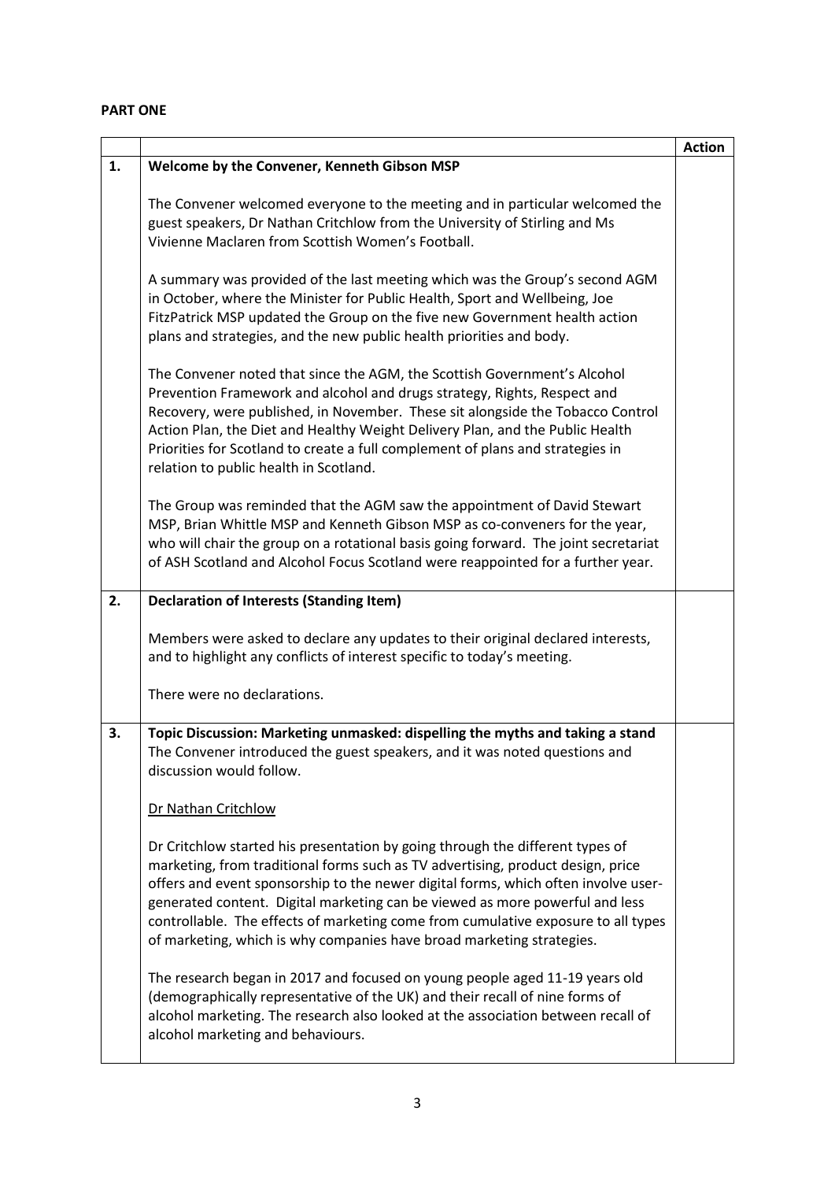**PART ONE**

| | | Action |
|---|---|---|
| 1. | **Welcome by the Convener, Kenneth Gibson MSP**<br><br>The Convener welcomed everyone to the meeting and in particular welcomed the guest speakers, Dr Nathan Critchlow from the University of Stirling and Ms Vivienne Maclaren from Scottish Women's Football.<br><br>A summary was provided of the last meeting which was the Group's second AGM in October, where the Minister for Public Health, Sport and Wellbeing, Joe FitzPatrick MSP updated the Group on the five new Government health action plans and strategies, and the new public health priorities and body.<br><br>The Convener noted that since the AGM, the Scottish Government's Alcohol Prevention Framework and alcohol and drugs strategy, Rights, Respect and Recovery, were published, in November. These sit alongside the Tobacco Control Action Plan, the Diet and Healthy Weight Delivery Plan, and the Public Health Priorities for Scotland to create a full complement of plans and strategies in relation to public health in Scotland.<br><br>The Group was reminded that the AGM saw the appointment of David Stewart MSP, Brian Whittle MSP and Kenneth Gibson MSP as co-conveners for the year, who will chair the group on a rotational basis going forward. The joint secretariat of ASH Scotland and Alcohol Focus Scotland were reappointed for a further year. | |
| 2. | **Declaration of Interests (Standing Item)**<br><br>Members were asked to declare any updates to their original declared interests, and to highlight any conflicts of interest specific to today's meeting.<br><br>There were no declarations. | |
| 3. | **Topic Discussion: Marketing unmasked: dispelling the myths and taking a stand**<br>The Convener introduced the guest speakers, and it was noted questions and discussion would follow.<br><br><u>Dr Nathan Critchlow</u><br><br>Dr Critchlow started his presentation by going through the different types of marketing, from traditional forms such as TV advertising, product design, price offers and event sponsorship to the newer digital forms, which often involve user-generated content. Digital marketing can be viewed as more powerful and less controllable. The effects of marketing come from cumulative exposure to all types of marketing, which is why companies have broad marketing strategies.<br><br>The research began in 2017 and focused on young people aged 11-19 years old (demographically representative of the UK) and their recall of nine forms of alcohol marketing. The research also looked at the association between recall of alcohol marketing and behaviours. | |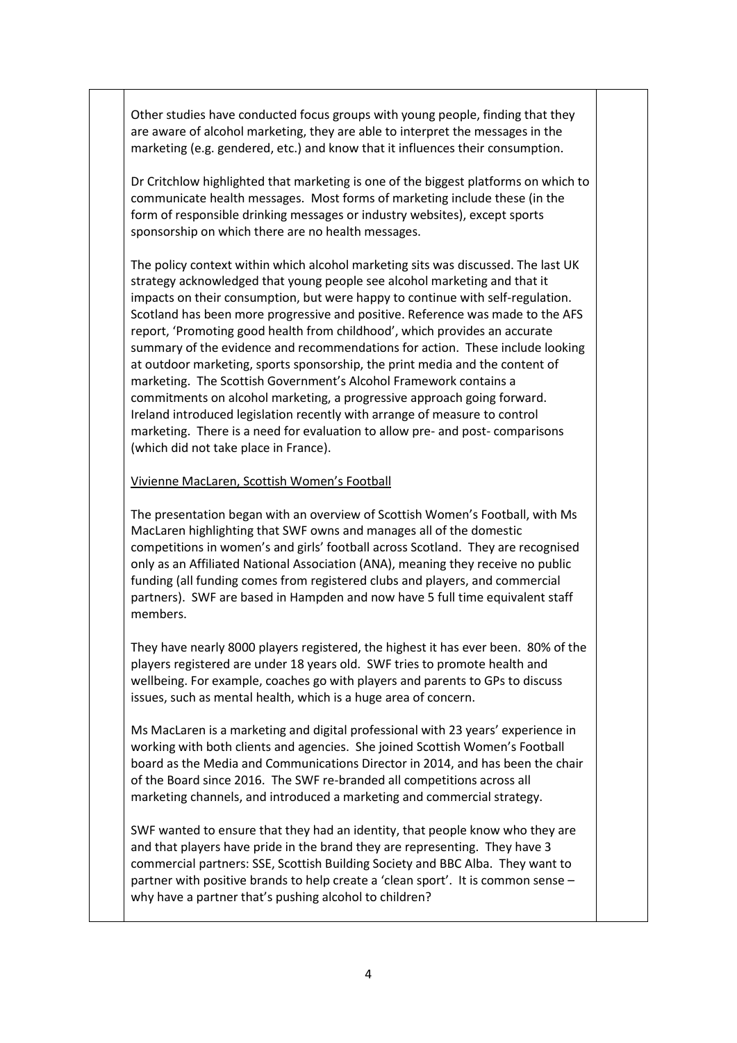Other studies have conducted focus groups with young people, finding that they are aware of alcohol marketing, they are able to interpret the messages in the marketing (e.g. gendered, etc.) and know that it influences their consumption.

Dr Critchlow highlighted that marketing is one of the biggest platforms on which to communicate health messages. Most forms of marketing include these (in the form of responsible drinking messages or industry websites), except sports sponsorship on which there are no health messages.

The policy context within which alcohol marketing sits was discussed. The last UK strategy acknowledged that young people see alcohol marketing and that it impacts on their consumption, but were happy to continue with self-regulation. Scotland has been more progressive and positive. Reference was made to the AFS report, 'Promoting good health from childhood', which provides an accurate summary of the evidence and recommendations for action. These include looking at outdoor marketing, sports sponsorship, the print media and the content of marketing. The Scottish Government's Alcohol Framework contains a commitments on alcohol marketing, a progressive approach going forward. Ireland introduced legislation recently with arrange of measure to control marketing. There is a need for evaluation to allow pre- and post- comparisons (which did not take place in France).

<u>Vivienne MacLaren, Scottish Women's Football</u>

The presentation began with an overview of Scottish Women's Football, with Ms MacLaren highlighting that SWF owns and manages all of the domestic competitions in women's and girls' football across Scotland. They are recognised only as an Affiliated National Association (ANA), meaning they receive no public funding (all funding comes from registered clubs and players, and commercial partners). SWF are based in Hampden and now have 5 full time equivalent staff members.

They have nearly 8000 players registered, the highest it has ever been. 80% of the players registered are under 18 years old. SWF tries to promote health and wellbeing. For example, coaches go with players and parents to GPs to discuss issues, such as mental health, which is a huge area of concern.

Ms MacLaren is a marketing and digital professional with 23 years' experience in working with both clients and agencies. She joined Scottish Women's Football board as the Media and Communications Director in 2014, and has been the chair of the Board since 2016. The SWF re-branded all competitions across all marketing channels, and introduced a marketing and commercial strategy.

SWF wanted to ensure that they had an identity, that people know who they are and that players have pride in the brand they are representing. They have 3 commercial partners: SSE, Scottish Building Society and BBC Alba. They want to partner with positive brands to help create a 'clean sport'. It is common sense – why have a partner that's pushing alcohol to children?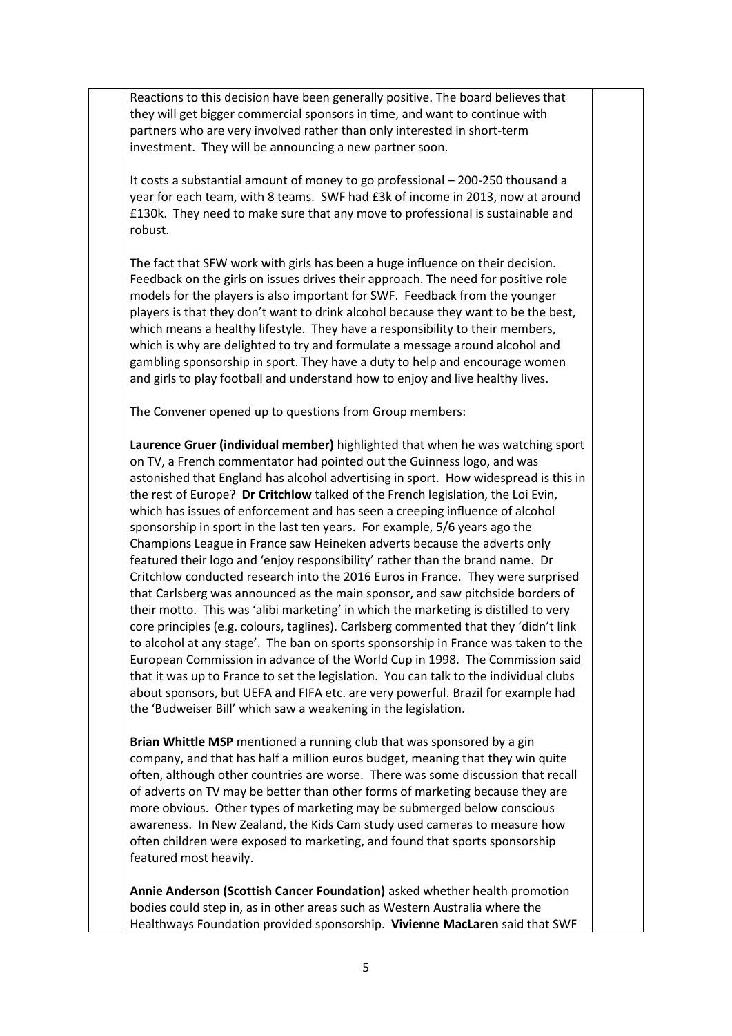Reactions to this decision have been generally positive. The board believes that they will get bigger commercial sponsors in time, and want to continue with partners who are very involved rather than only interested in short-term investment. They will be announcing a new partner soon.

It costs a substantial amount of money to go professional – 200-250 thousand a year for each team, with 8 teams. SWF had £3k of income in 2013, now at around £130k. They need to make sure that any move to professional is sustainable and robust.

The fact that SFW work with girls has been a huge influence on their decision. Feedback on the girls on issues drives their approach. The need for positive role models for the players is also important for SWF. Feedback from the younger players is that they don't want to drink alcohol because they want to be the best, which means a healthy lifestyle. They have a responsibility to their members, which is why are delighted to try and formulate a message around alcohol and gambling sponsorship in sport. They have a duty to help and encourage women and girls to play football and understand how to enjoy and live healthy lives.

The Convener opened up to questions from Group members:

**Laurence Gruer (individual member)** highlighted that when he was watching sport on TV, a French commentator had pointed out the Guinness logo, and was astonished that England has alcohol advertising in sport. How widespread is this in the rest of Europe? **Dr Critchlow** talked of the French legislation, the Loi Evin, which has issues of enforcement and has seen a creeping influence of alcohol sponsorship in sport in the last ten years. For example, 5/6 years ago the Champions League in France saw Heineken adverts because the adverts only featured their logo and 'enjoy responsibility' rather than the brand name. Dr Critchlow conducted research into the 2016 Euros in France. They were surprised that Carlsberg was announced as the main sponsor, and saw pitchside borders of their motto. This was 'alibi marketing' in which the marketing is distilled to very core principles (e.g. colours, taglines). Carlsberg commented that they 'didn't link to alcohol at any stage'. The ban on sports sponsorship in France was taken to the European Commission in advance of the World Cup in 1998. The Commission said that it was up to France to set the legislation. You can talk to the individual clubs about sponsors, but UEFA and FIFA etc. are very powerful. Brazil for example had the 'Budweiser Bill' which saw a weakening in the legislation.

**Brian Whittle MSP** mentioned a running club that was sponsored by a gin company, and that has half a million euros budget, meaning that they win quite often, although other countries are worse. There was some discussion that recall of adverts on TV may be better than other forms of marketing because they are more obvious. Other types of marketing may be submerged below conscious awareness. In New Zealand, the Kids Cam study used cameras to measure how often children were exposed to marketing, and found that sports sponsorship featured most heavily.

**Annie Anderson (Scottish Cancer Foundation)** asked whether health promotion bodies could step in, as in other areas such as Western Australia where the Healthways Foundation provided sponsorship. **Vivienne MacLaren** said that SWF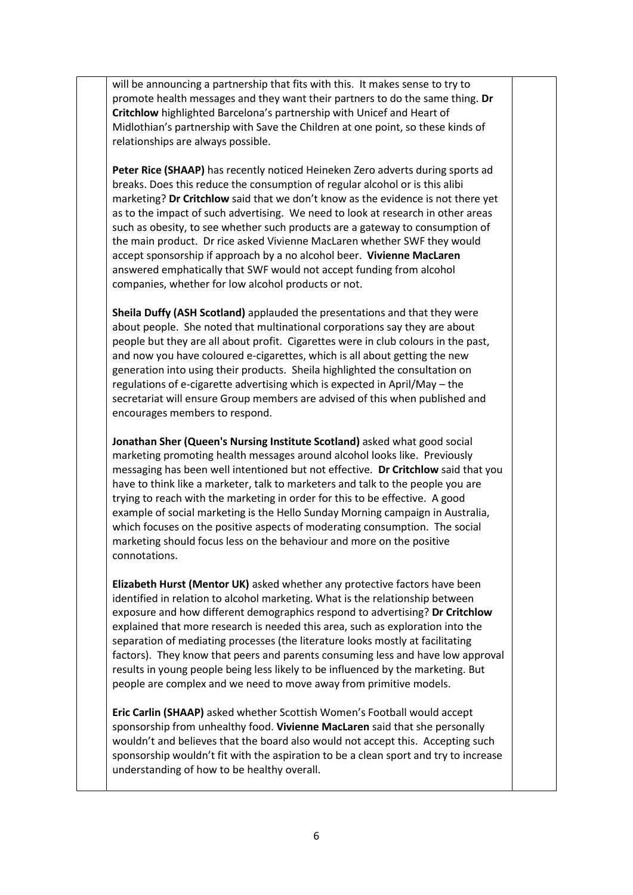will be announcing a partnership that fits with this. It makes sense to try to promote health messages and they want their partners to do the same thing. **Dr Critchlow** highlighted Barcelona's partnership with Unicef and Heart of Midlothian's partnership with Save the Children at one point, so these kinds of relationships are always possible.

**Peter Rice (SHAAP)** has recently noticed Heineken Zero adverts during sports ad breaks. Does this reduce the consumption of regular alcohol or is this alibi marketing? **Dr Critchlow** said that we don't know as the evidence is not there yet as to the impact of such advertising. We need to look at research in other areas such as obesity, to see whether such products are a gateway to consumption of the main product. Dr rice asked Vivienne MacLaren whether SWF they would accept sponsorship if approach by a no alcohol beer. **Vivienne MacLaren** answered emphatically that SWF would not accept funding from alcohol companies, whether for low alcohol products or not.

**Sheila Duffy (ASH Scotland)** applauded the presentations and that they were about people. She noted that multinational corporations say they are about people but they are all about profit. Cigarettes were in club colours in the past, and now you have coloured e-cigarettes, which is all about getting the new generation into using their products. Sheila highlighted the consultation on regulations of e-cigarette advertising which is expected in April/May – the secretariat will ensure Group members are advised of this when published and encourages members to respond.

**Jonathan Sher (Queen's Nursing Institute Scotland)** asked what good social marketing promoting health messages around alcohol looks like. Previously messaging has been well intentioned but not effective. **Dr Critchlow** said that you have to think like a marketer, talk to marketers and talk to the people you are trying to reach with the marketing in order for this to be effective. A good example of social marketing is the Hello Sunday Morning campaign in Australia, which focuses on the positive aspects of moderating consumption. The social marketing should focus less on the behaviour and more on the positive connotations.

**Elizabeth Hurst (Mentor UK)** asked whether any protective factors have been identified in relation to alcohol marketing. What is the relationship between exposure and how different demographics respond to advertising? **Dr Critchlow** explained that more research is needed this area, such as exploration into the separation of mediating processes (the literature looks mostly at facilitating factors). They know that peers and parents consuming less and have low approval results in young people being less likely to be influenced by the marketing. But people are complex and we need to move away from primitive models.

**Eric Carlin (SHAAP)** asked whether Scottish Women's Football would accept sponsorship from unhealthy food. **Vivienne MacLaren** said that she personally wouldn't and believes that the board also would not accept this. Accepting such sponsorship wouldn't fit with the aspiration to be a clean sport and try to increase understanding of how to be healthy overall.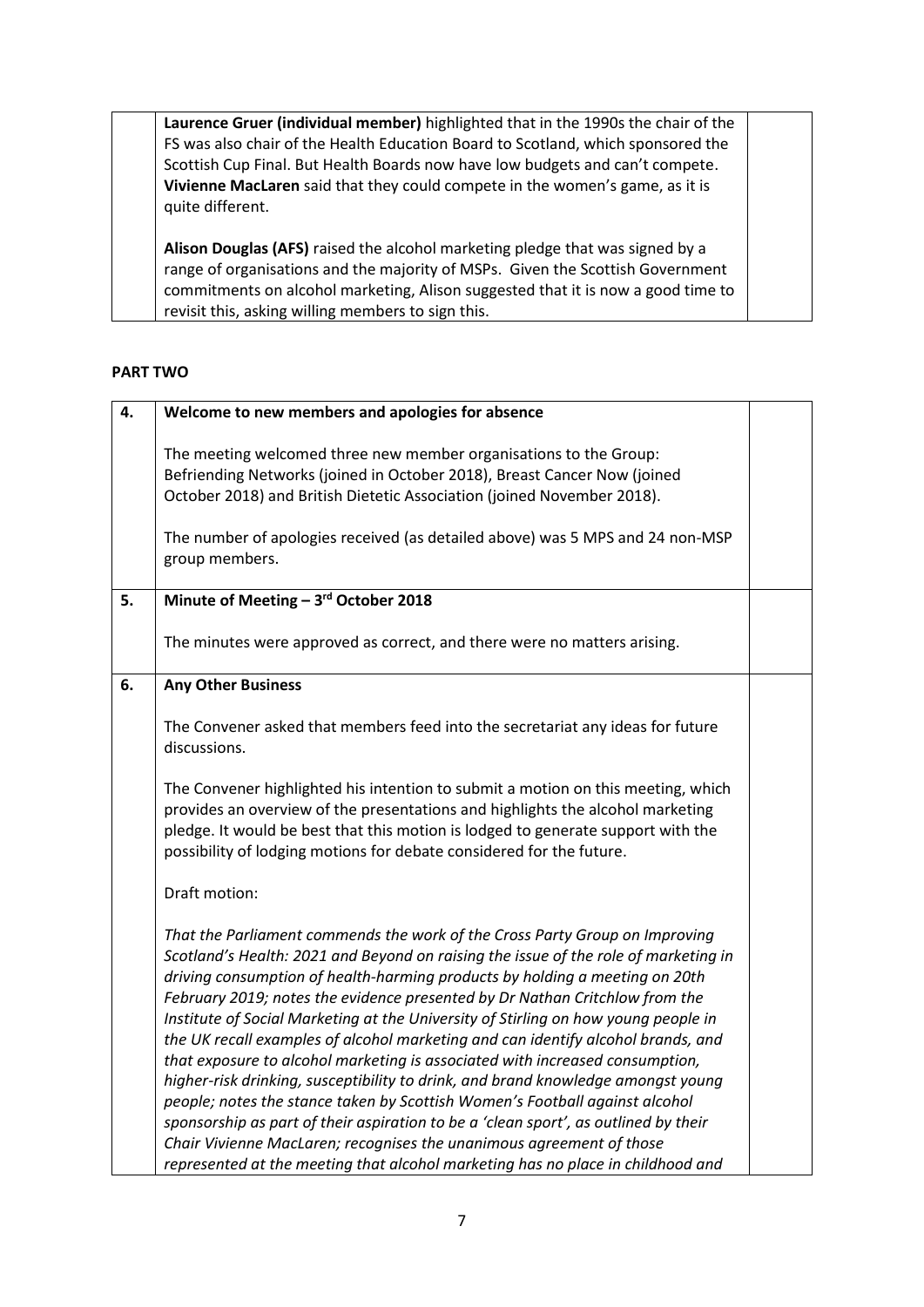| | | |
|---|---|---|
| | **Laurence Gruer (individual member)** highlighted that in the 1990s the chair of the FS was also chair of the Health Education Board to Scotland, which sponsored the Scottish Cup Final. But Health Boards now have low budgets and can't compete. **Vivienne MacLaren** said that they could compete in the women's game, as it is quite different.<br><br>**Alison Douglas (AFS)** raised the alcohol marketing pledge that was signed by a range of organisations and the majority of MSPs. Given the Scottish Government commitments on alcohol marketing, Alison suggested that it is now a good time to revisit this, asking willing members to sign this. | |

**PART TWO**

| | | |
|---|---|---|
| **4.** | **Welcome to new members and apologies for absence**<br><br>The meeting welcomed three new member organisations to the Group: Befriending Networks (joined in October 2018), Breast Cancer Now (joined October 2018) and British Dietetic Association (joined November 2018).<br><br>The number of apologies received (as detailed above) was 5 MPS and 24 non-MSP group members. | |
| **5.** | **Minute of Meeting – 3rd October 2018**<br><br>The minutes were approved as correct, and there were no matters arising. | |
| **6.** | **Any Other Business**<br><br>The Convener asked that members feed into the secretariat any ideas for future discussions.<br><br>The Convener highlighted his intention to submit a motion on this meeting, which provides an overview of the presentations and highlights the alcohol marketing pledge. It would be best that this motion is lodged to generate support with the possibility of lodging motions for debate considered for the future.<br><br>Draft motion:<br><br>*That the Parliament commends the work of the Cross Party Group on Improving Scotland's Health: 2021 and Beyond on raising the issue of the role of marketing in driving consumption of health-harming products by holding a meeting on 20th February 2019; notes the evidence presented by Dr Nathan Critchlow from the Institute of Social Marketing at the University of Stirling on how young people in the UK recall examples of alcohol marketing and can identify alcohol brands, and that exposure to alcohol marketing is associated with increased consumption, higher-risk drinking, susceptibility to drink, and brand knowledge amongst young people; notes the stance taken by Scottish Women's Football against alcohol sponsorship as part of their aspiration to be a 'clean sport', as outlined by their Chair Vivienne MacLaren; recognises the unanimous agreement of those represented at the meeting that alcohol marketing has no place in childhood and* | |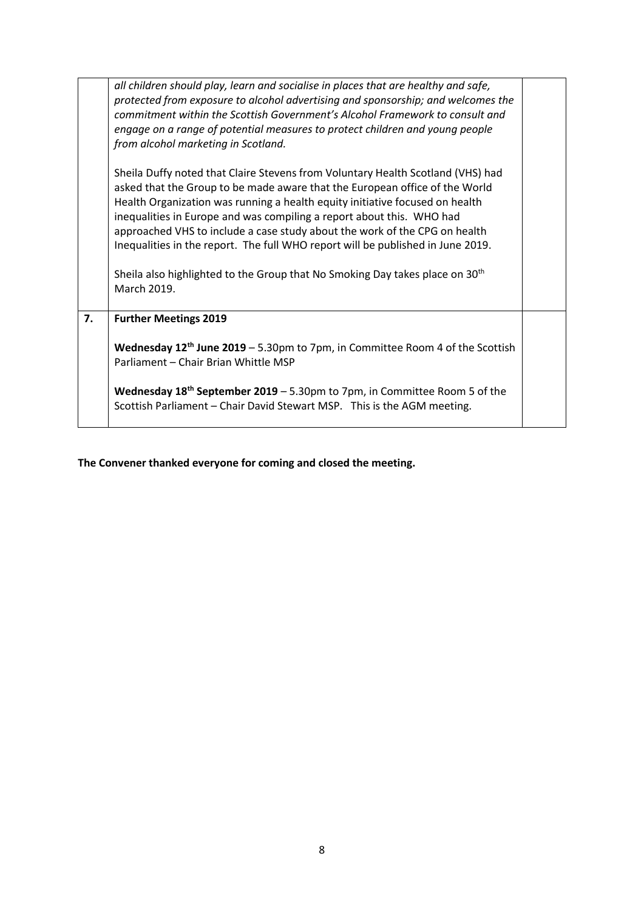| | | |
|---|---|---|
| | *all children should play, learn and socialise in places that are healthy and safe, protected from exposure to alcohol advertising and sponsorship; and welcomes the commitment within the Scottish Government's Alcohol Framework to consult and engage on a range of potential measures to protect children and young people from alcohol marketing in Scotland.*<br><br>Sheila Duffy noted that Claire Stevens from Voluntary Health Scotland (VHS) had asked that the Group to be made aware that the European office of the World Health Organization was running a health equity initiative focused on health inequalities in Europe and was compiling a report about this. WHO had approached VHS to include a case study about the work of the CPG on health Inequalities in the report. The full WHO report will be published in June 2019.<br><br>Sheila also highlighted to the Group that No Smoking Day takes place on 30th March 2019. | |
| **7.** | **Further Meetings 2019**<br><br>**Wednesday 12th June 2019** – 5.30pm to 7pm, in Committee Room 4 of the Scottish Parliament – Chair Brian Whittle MSP<br><br>**Wednesday 18th September 2019** – 5.30pm to 7pm, in Committee Room 5 of the Scottish Parliament – Chair David Stewart MSP. This is the AGM meeting. | |

**The Convener thanked everyone for coming and closed the meeting.**